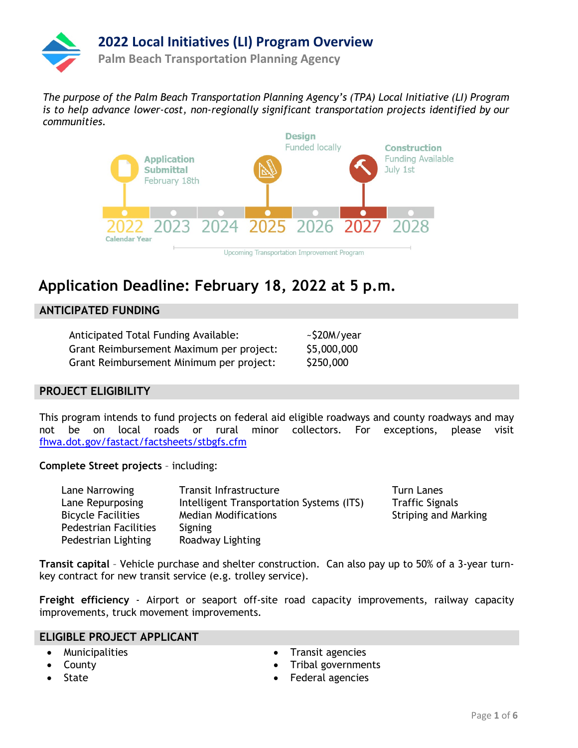# 2022 Local Initiatives (LI) Program Overview

**Palm Beach Transportation Planning Agency**

*The purpose of the Palm Beach Transportation Planning Agency's (TPA) Local Initiative (LI) Program is to help advance lower-cost, non-regionally significant transportation projects identified by our communities.*

**Application Submittal** February 18th

**Design** Funded locally

**Construction** Funding Available July 1st

2022 2023 2024 2025 2026 2027 2028

Calendar Year

Upcoming Transportation Improvement Program

## Application Deadline: February 18, 2022 at 5 p.m.

### ANTICIPATED FUNDING

| | |
|---|---|
| Anticipated Total Funding Available: | ~$20M/year |
| Grant Reimbursement Maximum per project: | $5,000,000 |
| Grant Reimbursement Minimum per project: | $250,000 |

### PROJECT ELIGIBILITY

This program intends to fund projects on federal aid eligible roadways and county roadways and may not be on local roads or rural minor collectors. For exceptions, please visit fhwa.dot.gov/fastact/factsheets/stbgfs.cfm

**Complete Street projects** – including:

- Lane Narrowing
- Lane Repurposing
- Bicycle Facilities
- Pedestrian Facilities
- Pedestrian Lighting
- Transit Infrastructure
- Intelligent Transportation Systems (ITS)
- Median Modifications
- Signing
- Roadway Lighting
- Turn Lanes
- Traffic Signals
- Striping and Marking

**Transit capital** – Vehicle purchase and shelter construction. Can also pay up to 50% of a 3-year turn-key contract for new transit service (e.g. trolley service).

**Freight efficiency** - Airport or seaport off-site road capacity improvements, railway capacity improvements, truck movement improvements.

### ELIGIBLE PROJECT APPLICANT

- Municipalities
- County
- State
- Transit agencies
- Tribal governments
- Federal agencies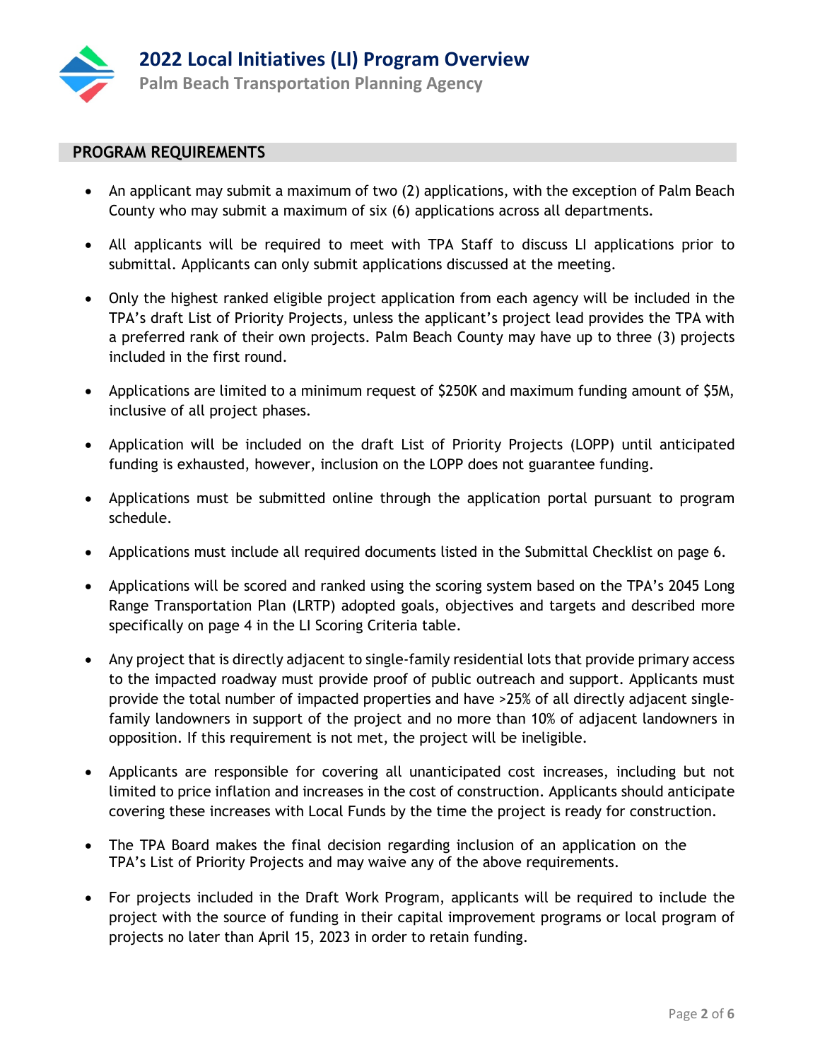## PROGRAM REQUIREMENTS

- An applicant may submit a maximum of two (2) applications, with the exception of Palm Beach County who may submit a maximum of six (6) applications across all departments.
- All applicants will be required to meet with TPA Staff to discuss LI applications prior to submittal. Applicants can only submit applications discussed at the meeting.
- Only the highest ranked eligible project application from each agency will be included in the TPA's draft List of Priority Projects, unless the applicant's project lead provides the TPA with a preferred rank of their own projects. Palm Beach County may have up to three (3) projects included in the first round.
- Applications are limited to a minimum request of $250K and maximum funding amount of $5M, inclusive of all project phases.
- Application will be included on the draft List of Priority Projects (LOPP) until anticipated funding is exhausted, however, inclusion on the LOPP does not guarantee funding.
- Applications must be submitted online through the application portal pursuant to program schedule.
- Applications must include all required documents listed in the Submittal Checklist on page 6.
- Applications will be scored and ranked using the scoring system based on the TPA's 2045 Long Range Transportation Plan (LRTP) adopted goals, objectives and targets and described more specifically on page 4 in the LI Scoring Criteria table.
- Any project that is directly adjacent to single-family residential lots that provide primary access to the impacted roadway must provide proof of public outreach and support. Applicants must provide the total number of impacted properties and have >25% of all directly adjacent single-family landowners in support of the project and no more than 10% of adjacent landowners in opposition. If this requirement is not met, the project will be ineligible.
- Applicants are responsible for covering all unanticipated cost increases, including but not limited to price inflation and increases in the cost of construction. Applicants should anticipate covering these increases with Local Funds by the time the project is ready for construction.
- The TPA Board makes the final decision regarding inclusion of an application on the TPA's List of Priority Projects and may waive any of the above requirements.
- For projects included in the Draft Work Program, applicants will be required to include the project with the source of funding in their capital improvement programs or local program of projects no later than April 15, 2023 in order to retain funding.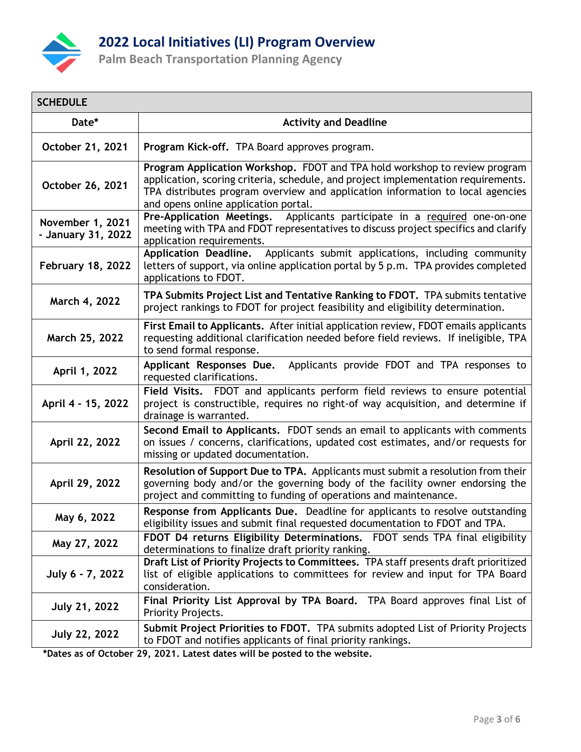# 2022 Local Initiatives (LI) Program Overview

## Palm Beach Transportation Planning Agency

| SCHEDULE | |
|---|---|
| **Date*** | **Activity and Deadline** |
| **October 21, 2021** | **Program Kick-off.** TPA Board approves program. |
| **October 26, 2021** | **Program Application Workshop.** FDOT and TPA hold workshop to review program application, scoring criteria, schedule, and project implementation requirements. TPA distributes program overview and application information to local agencies and opens online application portal. |
| **November 1, 2021 - January 31, 2022** | **Pre-Application Meetings.** Applicants participate in a required one-on-one meeting with TPA and FDOT representatives to discuss project specifics and clarify application requirements. |
| **February 18, 2022** | **Application Deadline.** Applicants submit applications, including community letters of support, via online application portal by 5 p.m. TPA provides completed applications to FDOT. |
| **March 4, 2022** | **TPA Submits Project List and Tentative Ranking to FDOT.** TPA submits tentative project rankings to FDOT for project feasibility and eligibility determination. |
| **March 25, 2022** | **First Email to Applicants.** After initial application review, FDOT emails applicants requesting additional clarification needed before field reviews. If ineligible, TPA to send formal response. |
| **April 1, 2022** | **Applicant Responses Due.** Applicants provide FDOT and TPA responses to requested clarifications. |
| **April 4 - 15, 2022** | **Field Visits.** FDOT and applicants perform field reviews to ensure potential project is constructible, requires no right-of way acquisition, and determine if drainage is warranted. |
| **April 22, 2022** | **Second Email to Applicants.** FDOT sends an email to applicants with comments on issues / concerns, clarifications, updated cost estimates, and/or requests for missing or updated documentation. |
| **April 29, 2022** | **Resolution of Support Due to TPA.** Applicants must submit a resolution from their governing body and/or the governing body of the facility owner endorsing the project and committing to funding of operations and maintenance. |
| **May 6, 2022** | **Response from Applicants Due.** Deadline for applicants to resolve outstanding eligibility issues and submit final requested documentation to FDOT and TPA. |
| **May 27, 2022** | **FDOT D4 returns Eligibility Determinations.** FDOT sends TPA final eligibility determinations to finalize draft priority ranking. |
| **July 6 - 7, 2022** | **Draft List of Priority Projects to Committees.** TPA staff presents draft prioritized list of eligible applications to committees for review and input for TPA Board consideration. |
| **July 21, 2022** | **Final Priority List Approval by TPA Board.** TPA Board approves final List of Priority Projects. |
| **July 22, 2022** | **Submit Project Priorities to FDOT.** TPA submits adopted List of Priority Projects to FDOT and notifies applicants of final priority rankings. |

**\*Dates as of October 29, 2021. Latest dates will be posted to the website.**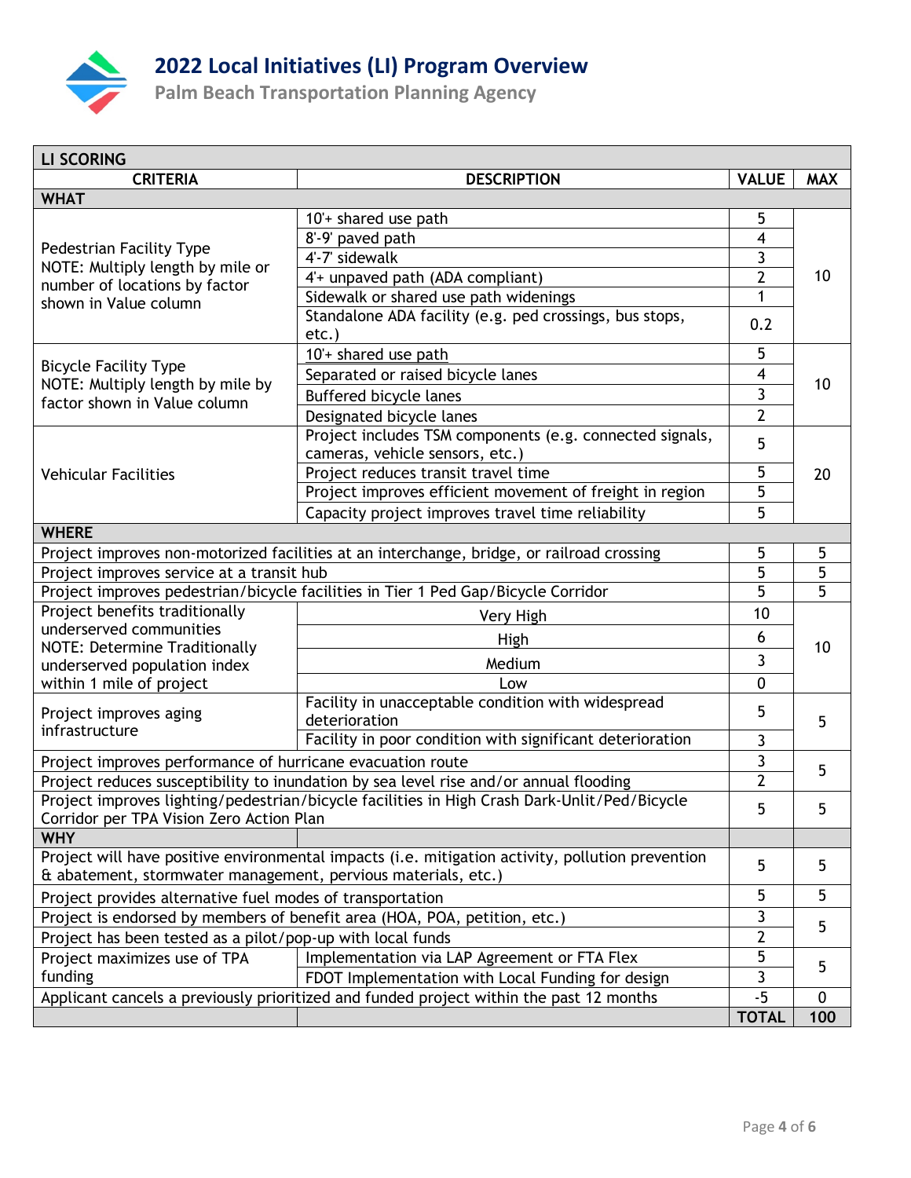# 2022 Local Initiatives (LI) Program Overview

## Palm Beach Transportation Planning Agency

| LI SCORING | | | |
|---|---|---|---|
| **CRITERIA** | **DESCRIPTION** | **VALUE** | **MAX** |
| **WHAT** | | | |
| Pedestrian Facility Type NOTE: Multiply length by mile or number of locations by factor shown in Value column | 10'+ shared use path | 5 | 10 |
| | 8'-9' paved path | 4 | |
| | 4'-7' sidewalk | 3 | |
| | 4'+ unpaved path (ADA compliant) | 2 | |
| | Sidewalk or shared use path widenings | 1 | |
| | Standalone ADA facility (e.g. ped crossings, bus stops, etc.) | 0.2 | |
| Bicycle Facility Type NOTE: Multiply length by mile by factor shown in Value column | 10'+ shared use path | 5 | 10 |
| | Separated or raised bicycle lanes | 4 | |
| | Buffered bicycle lanes | 3 | |
| | Designated bicycle lanes | 2 | |
| Vehicular Facilities | Project includes TSM components (e.g. connected signals, cameras, vehicle sensors, etc.) | 5 | 20 |
| | Project reduces transit travel time | 5 | |
| | Project improves efficient movement of freight in region | 5 | |
| | Capacity project improves travel time reliability | 5 | |
| **WHERE** | | | |
| Project improves non-motorized facilities at an interchange, bridge, or railroad crossing | | 5 | 5 |
| Project improves service at a transit hub | | 5 | 5 |
| Project improves pedestrian/bicycle facilities in Tier 1 Ped Gap/Bicycle Corridor | | 5 | 5 |
| Project benefits traditionally underserved communities NOTE: Determine Traditionally underserved population index within 1 mile of project | Very High | 10 | 10 |
| | High | 6 | |
| | Medium | 3 | |
| | Low | 0 | |
| Project improves aging infrastructure | Facility in unacceptable condition with widespread deterioration | 5 | 5 |
| | Facility in poor condition with significant deterioration | 3 | |
| Project improves performance of hurricane evacuation route | | 3 | 5 |
| Project reduces susceptibility to inundation by sea level rise and/or annual flooding | | 2 | |
| Project improves lighting/pedestrian/bicycle facilities in High Crash Dark-Unlit/Ped/Bicycle Corridor per TPA Vision Zero Action Plan | | 5 | 5 |
| **WHY** | | | |
| Project will have positive environmental impacts (i.e. mitigation activity, pollution prevention & abatement, stormwater management, pervious materials, etc.) | | 5 | 5 |
| Project provides alternative fuel modes of transportation | | 5 | 5 |
| Project is endorsed by members of benefit area (HOA, POA, petition, etc.) | | 3 | 5 |
| Project has been tested as a pilot/pop-up with local funds | | 2 | |
| Project maximizes use of TPA funding | Implementation via LAP Agreement or FTA Flex | 5 | 5 |
| | FDOT Implementation with Local Funding for design | 3 | |
| Applicant cancels a previously prioritized and funded project within the past 12 months | | -5 | 0 |
| | | **TOTAL** | **100** |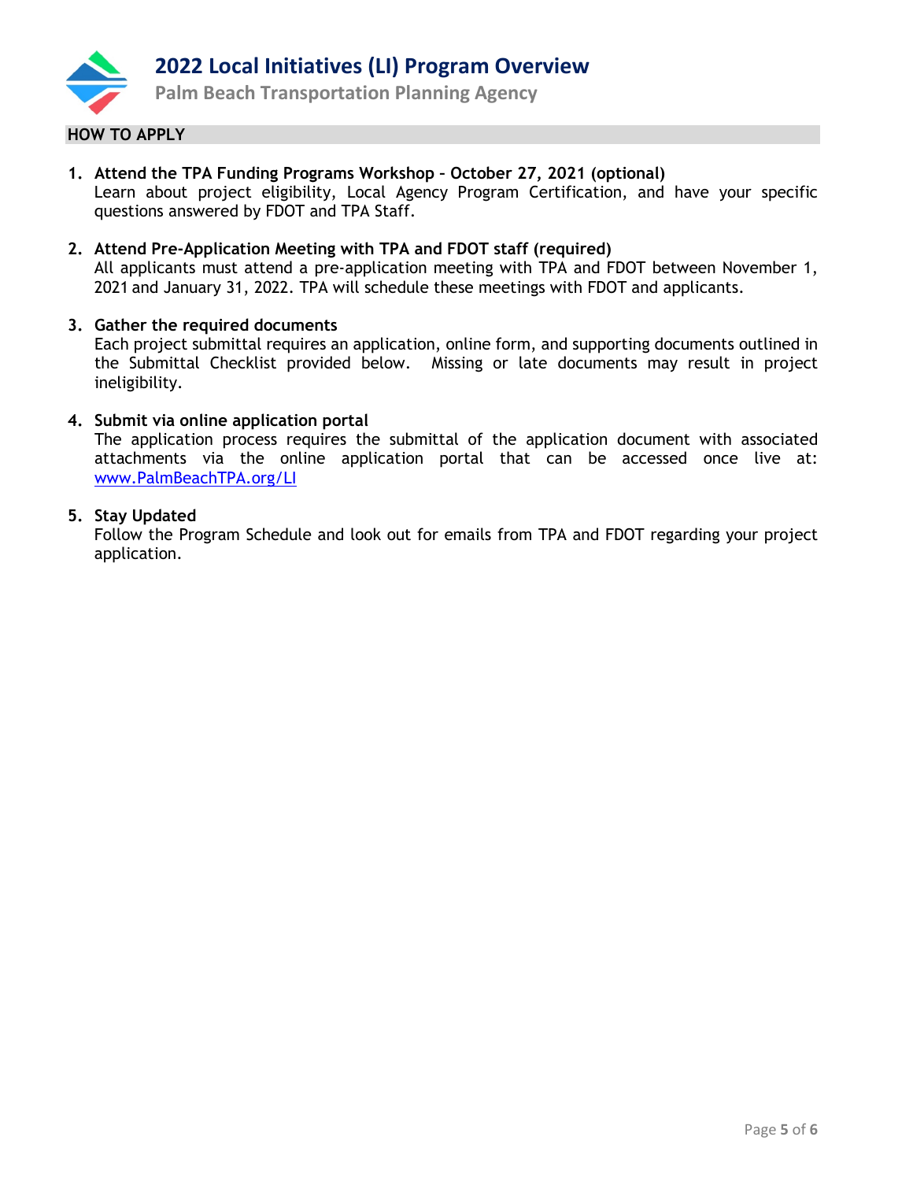## HOW TO APPLY

1. **Attend the TPA Funding Programs Workshop – October 27, 2021 (optional)**
   Learn about project eligibility, Local Agency Program Certification, and have your specific questions answered by FDOT and TPA Staff.

2. **Attend Pre-Application Meeting with TPA and FDOT staff (required)**
   All applicants must attend a pre-application meeting with TPA and FDOT between November 1, 2021 and January 31, 2022. TPA will schedule these meetings with FDOT and applicants.

3. **Gather the required documents**
   Each project submittal requires an application, online form, and supporting documents outlined in the Submittal Checklist provided below. Missing or late documents may result in project ineligibility.

4. **Submit via online application portal**
   The application process requires the submittal of the application document with associated attachments via the online application portal that can be accessed once live at: [www.PalmBeachTPA.org/LI](http://www.PalmBeachTPA.org/LI)

5. **Stay Updated**
   Follow the Program Schedule and look out for emails from TPA and FDOT regarding your project application.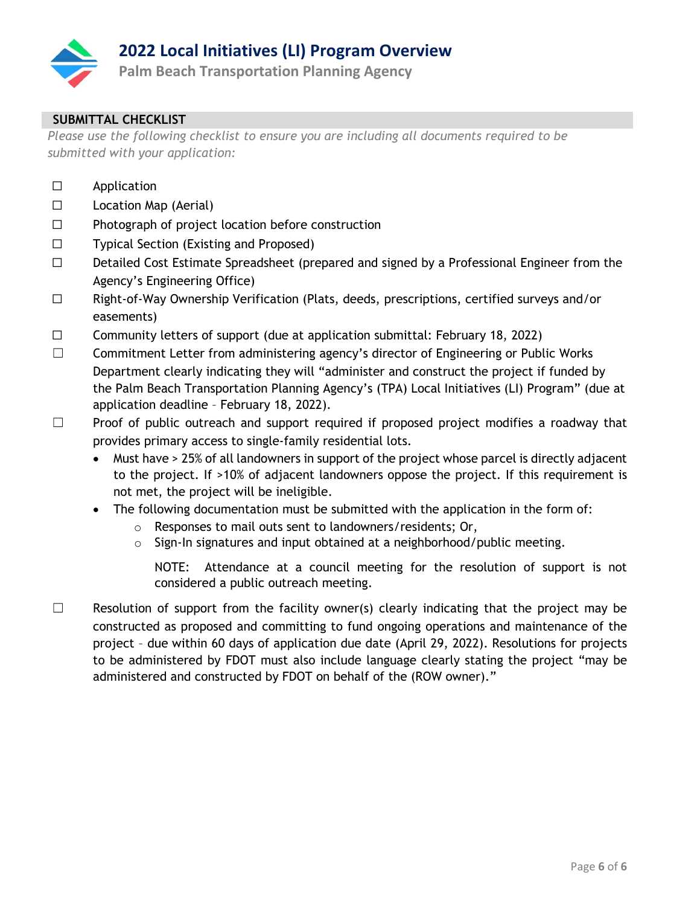## SUBMITTAL CHECKLIST

*Please use the following checklist to ensure you are including all documents required to be submitted with your application:*

- ☐ Application
- ☐ Location Map (Aerial)
- ☐ Photograph of project location before construction
- ☐ Typical Section (Existing and Proposed)
- ☐ Detailed Cost Estimate Spreadsheet (prepared and signed by a Professional Engineer from the Agency's Engineering Office)
- ☐ Right-of-Way Ownership Verification (Plats, deeds, prescriptions, certified surveys and/or easements)
- ☐ Community letters of support (due at application submittal: February 18, 2022)
- ☐ Commitment Letter from administering agency's director of Engineering or Public Works Department clearly indicating they will "administer and construct the project if funded by the Palm Beach Transportation Planning Agency's (TPA) Local Initiatives (LI) Program" (due at application deadline – February 18, 2022).
- ☐ Proof of public outreach and support required if proposed project modifies a roadway that provides primary access to single-family residential lots.
  - Must have > 25% of all landowners in support of the project whose parcel is directly adjacent to the project. If >10% of adjacent landowners oppose the project. If this requirement is not met, the project will be ineligible.
  - The following documentation must be submitted with the application in the form of:
    - Responses to mail outs sent to landowners/residents; Or,
    - Sign-In signatures and input obtained at a neighborhood/public meeting.

      NOTE: Attendance at a council meeting for the resolution of support is not considered a public outreach meeting.
- ☐ Resolution of support from the facility owner(s) clearly indicating that the project may be constructed as proposed and committing to fund ongoing operations and maintenance of the project – due within 60 days of application due date (April 29, 2022). Resolutions for projects to be administered by FDOT must also include language clearly stating the project "may be administered and constructed by FDOT on behalf of the (ROW owner)."